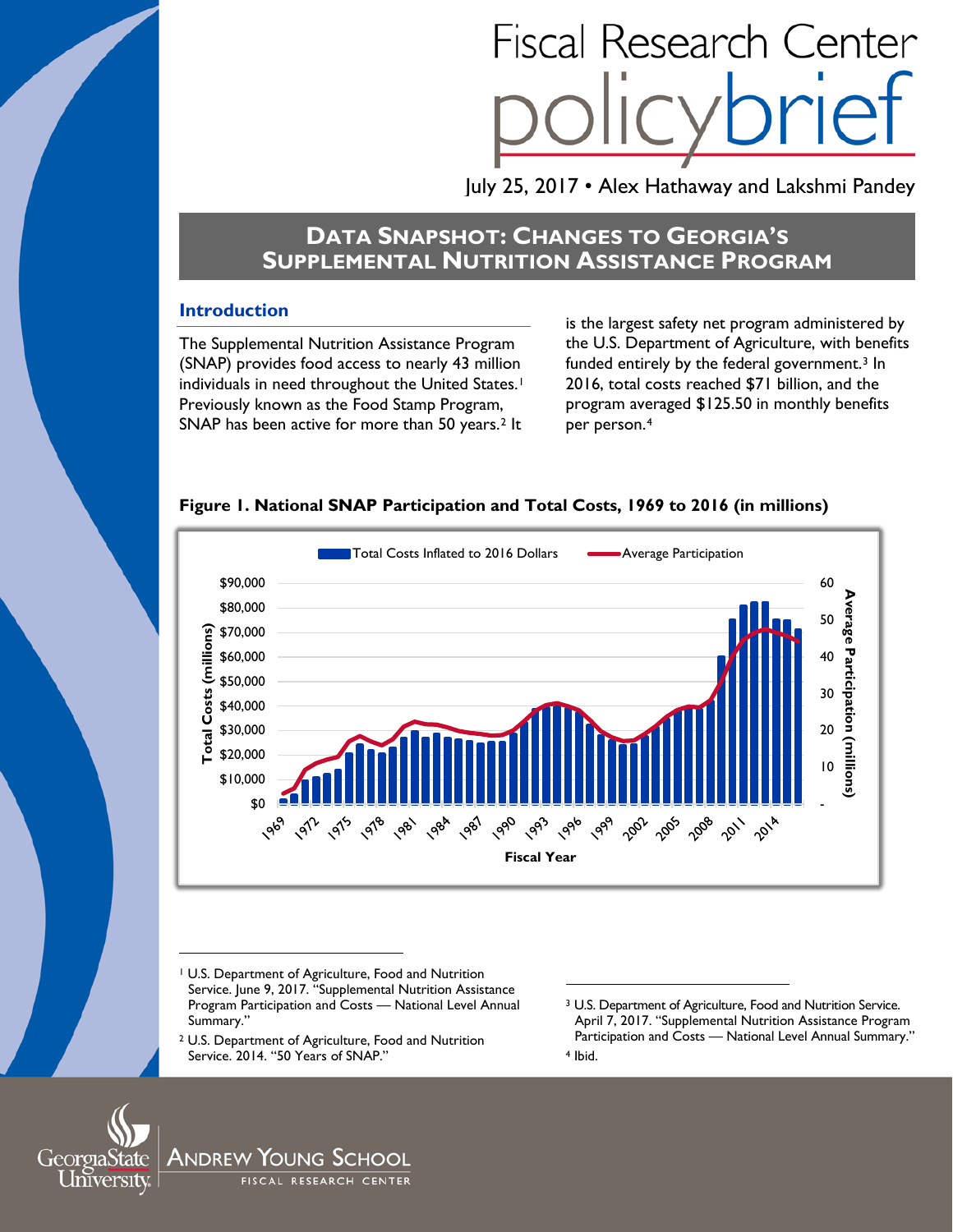# Fiscal Research Center policybrief

July 25, 2017 • Alex Hathaway and Lakshmi Pandey

## Data Snapshot: Changes to Georgia's Supplemental Nutrition Assistance Program

### Introduction

The Supplemental Nutrition Assistance Program (SNAP) provides food access to nearly 43 million individuals in need throughout the United States.[1] Previously known as the Food Stamp Program, SNAP has been active for more than 50 years.[2] It is the largest safety net program administered by the U.S. Department of Agriculture, with benefits funded entirely by the federal government.[3] In 2016, total costs reached $71 billion, and the program averaged $125.50 in monthly benefits per person.[4]

**Figure 1. National SNAP Participation and Total Costs, 1969 to 2016 (in millions)**

---

[1] U.S. Department of Agriculture, Food and Nutrition Service. June 9, 2017. "Supplemental Nutrition Assistance Program Participation and Costs — National Level Annual Summary."

[2] U.S. Department of Agriculture, Food and Nutrition Service. 2014. "50 Years of SNAP."

[3] U.S. Department of Agriculture, Food and Nutrition Service. April 7, 2017. "Supplemental Nutrition Assistance Program Participation and Costs — National Level Annual Summary."

[4] Ibid.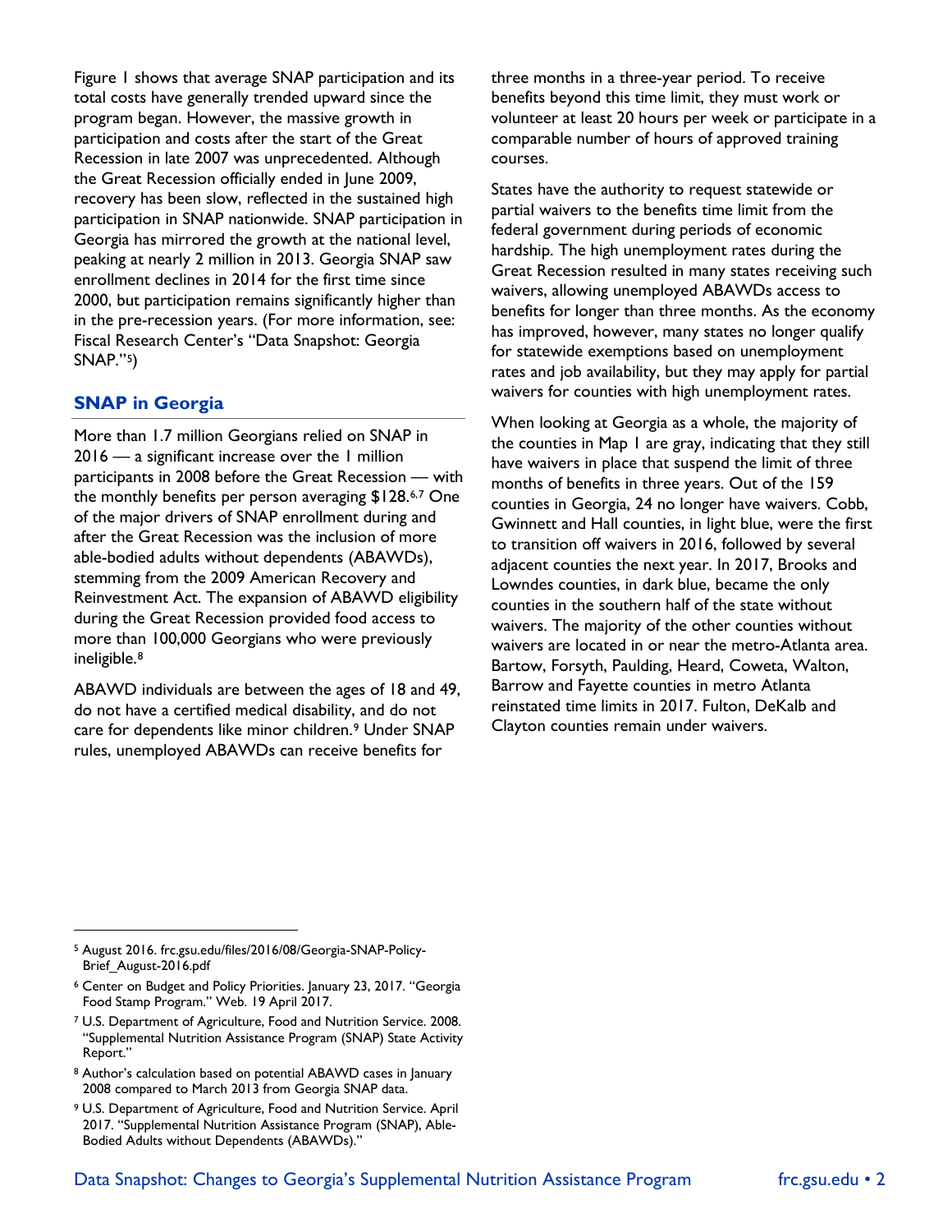Figure 1 shows that average SNAP participation and its total costs have generally trended upward since the program began. However, the massive growth in participation and costs after the start of the Great Recession in late 2007 was unprecedented. Although the Great Recession officially ended in June 2009, recovery has been slow, reflected in the sustained high participation in SNAP nationwide. SNAP participation in Georgia has mirrored the growth at the national level, peaking at nearly 2 million in 2013. Georgia SNAP saw enrollment declines in 2014 for the first time since 2000, but participation remains significantly higher than in the pre-recession years. (For more information, see: Fiscal Research Center's "Data Snapshot: Georgia SNAP."[5])

## SNAP in Georgia

More than 1.7 million Georgians relied on SNAP in 2016 — a significant increase over the 1 million participants in 2008 before the Great Recession — with the monthly benefits per person averaging $128.[6,7] One of the major drivers of SNAP enrollment during and after the Great Recession was the inclusion of more able-bodied adults without dependents (ABAWDs), stemming from the 2009 American Recovery and Reinvestment Act. The expansion of ABAWD eligibility during the Great Recession provided food access to more than 100,000 Georgians who were previously ineligible.[8]

ABAWD individuals are between the ages of 18 and 49, do not have a certified medical disability, and do not care for dependents like minor children.[9] Under SNAP rules, unemployed ABAWDs can receive benefits for three months in a three-year period. To receive benefits beyond this time limit, they must work or volunteer at least 20 hours per week or participate in a comparable number of hours of approved training courses.

States have the authority to request statewide or partial waivers to the benefits time limit from the federal government during periods of economic hardship. The high unemployment rates during the Great Recession resulted in many states receiving such waivers, allowing unemployed ABAWDs access to benefits for longer than three months. As the economy has improved, however, many states no longer qualify for statewide exemptions based on unemployment rates and job availability, but they may apply for partial waivers for counties with high unemployment rates.

When looking at Georgia as a whole, the majority of the counties in Map 1 are gray, indicating that they still have waivers in place that suspend the limit of three months of benefits in three years. Out of the 159 counties in Georgia, 24 no longer have waivers. Cobb, Gwinnett and Hall counties, in light blue, were the first to transition off waivers in 2016, followed by several adjacent counties the next year. In 2017, Brooks and Lowndes counties, in dark blue, became the only counties in the southern half of the state without waivers. The majority of the other counties without waivers are located in or near the metro-Atlanta area. Bartow, Forsyth, Paulding, Heard, Coweta, Walton, Barrow and Fayette counties in metro Atlanta reinstated time limits in 2017. Fulton, DeKalb and Clayton counties remain under waivers.

---

[5] August 2016. frc.gsu.edu/files/2016/08/Georgia-SNAP-Policy-Brief_August-2016.pdf

[6] Center on Budget and Policy Priorities. January 23, 2017. "Georgia Food Stamp Program." Web. 19 April 2017.

[7] U.S. Department of Agriculture, Food and Nutrition Service. 2008. "Supplemental Nutrition Assistance Program (SNAP) State Activity Report."

[8] Author's calculation based on potential ABAWD cases in January 2008 compared to March 2013 from Georgia SNAP data.

[9] U.S. Department of Agriculture, Food and Nutrition Service. April 2017. "Supplemental Nutrition Assistance Program (SNAP), Able-Bodied Adults without Dependents (ABAWDs)."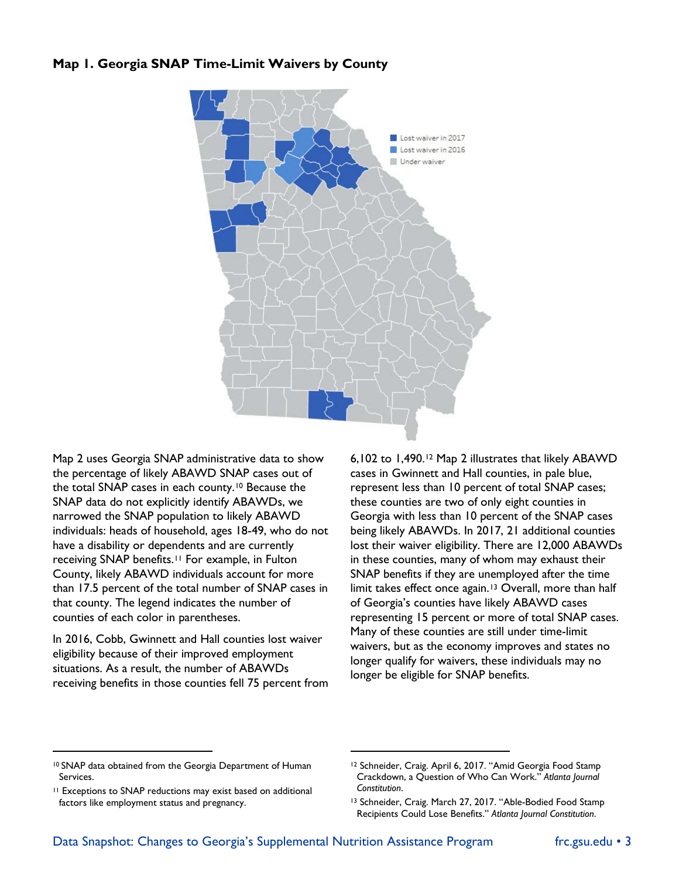**Map 1. Georgia SNAP Time-Limit Waivers by County**

Lost waiver in 2017
Lost waiver in 2016
Under waiver

Map 2 uses Georgia SNAP administrative data to show the percentage of likely ABAWD SNAP cases out of the total SNAP cases in each county.[10] Because the SNAP data do not explicitly identify ABAWDs, we narrowed the SNAP population to likely ABAWD individuals: heads of household, ages 18-49, who do not have a disability or dependents and are currently receiving SNAP benefits.[11] For example, in Fulton County, likely ABAWD individuals account for more than 17.5 percent of the total number of SNAP cases in that county. The legend indicates the number of counties of each color in parentheses.

In 2016, Cobb, Gwinnett and Hall counties lost waiver eligibility because of their improved employment situations. As a result, the number of ABAWDs receiving benefits in those counties fell 75 percent from 6,102 to 1,490.[12] Map 2 illustrates that likely ABAWD cases in Gwinnett and Hall counties, in pale blue, represent less than 10 percent of total SNAP cases; these counties are two of only eight counties in Georgia with less than 10 percent of the SNAP cases being likely ABAWDs. In 2017, 21 additional counties lost their waiver eligibility. There are 12,000 ABAWDs in these counties, many of whom may exhaust their SNAP benefits if they are unemployed after the time limit takes effect once again.[13] Overall, more than half of Georgia's counties have likely ABAWD cases representing 15 percent or more of total SNAP cases. Many of these counties are still under time-limit waivers, but as the economy improves and states no longer qualify for waivers, these individuals may no longer be eligible for SNAP benefits.

---

[10] SNAP data obtained from the Georgia Department of Human Services.

[11] Exceptions to SNAP reductions may exist based on additional factors like employment status and pregnancy.

[12] Schneider, Craig. April 6, 2017. "Amid Georgia Food Stamp Crackdown, a Question of Who Can Work." *Atlanta Journal Constitution*.

[13] Schneider, Craig. March 27, 2017. "Able-Bodied Food Stamp Recipients Could Lose Benefits." *Atlanta Journal Constitution*.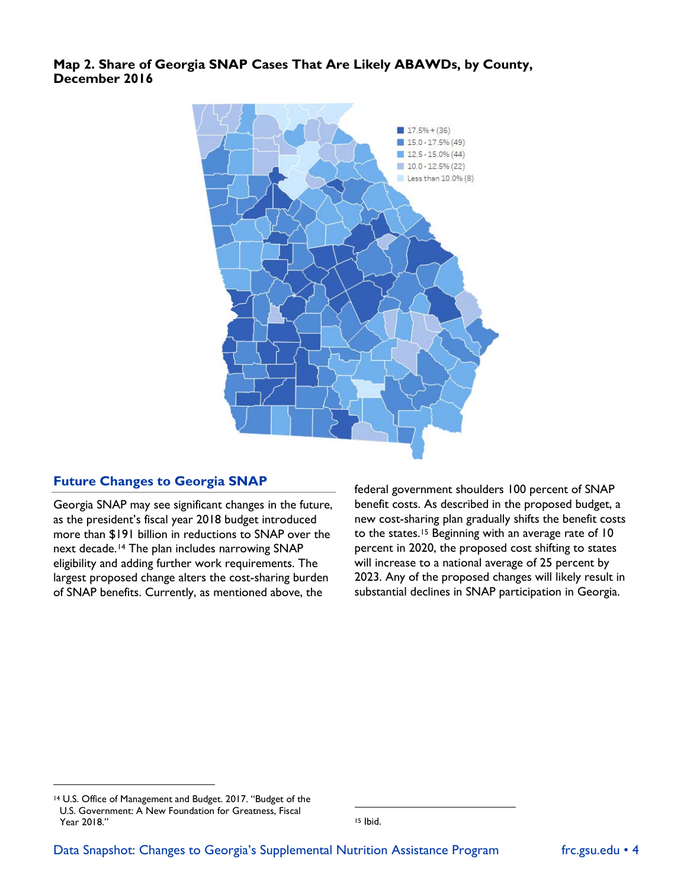**Map 2. Share of Georgia SNAP Cases That Are Likely ABAWDs, by County, December 2016**

17.5% + (36)
15.0 - 17.5% (49)
12.5 - 15.0% (44)
10.0 - 12.5% (22)
Less than 10.0% (8)

## Future Changes to Georgia SNAP

Georgia SNAP may see significant changes in the future, as the president's fiscal year 2018 budget introduced more than $191 billion in reductions to SNAP over the next decade.[14] The plan includes narrowing SNAP eligibility and adding further work requirements. The largest proposed change alters the cost-sharing burden of SNAP benefits. Currently, as mentioned above, the federal government shoulders 100 percent of SNAP benefit costs. As described in the proposed budget, a new cost-sharing plan gradually shifts the benefit costs to the states.[15] Beginning with an average rate of 10 percent in 2020, the proposed cost shifting to states will increase to a national average of 25 percent by 2023. Any of the proposed changes will likely result in substantial declines in SNAP participation in Georgia.

---

[14] U.S. Office of Management and Budget. 2017. "Budget of the U.S. Government: A New Foundation for Greatness, Fiscal Year 2018."

[15] Ibid.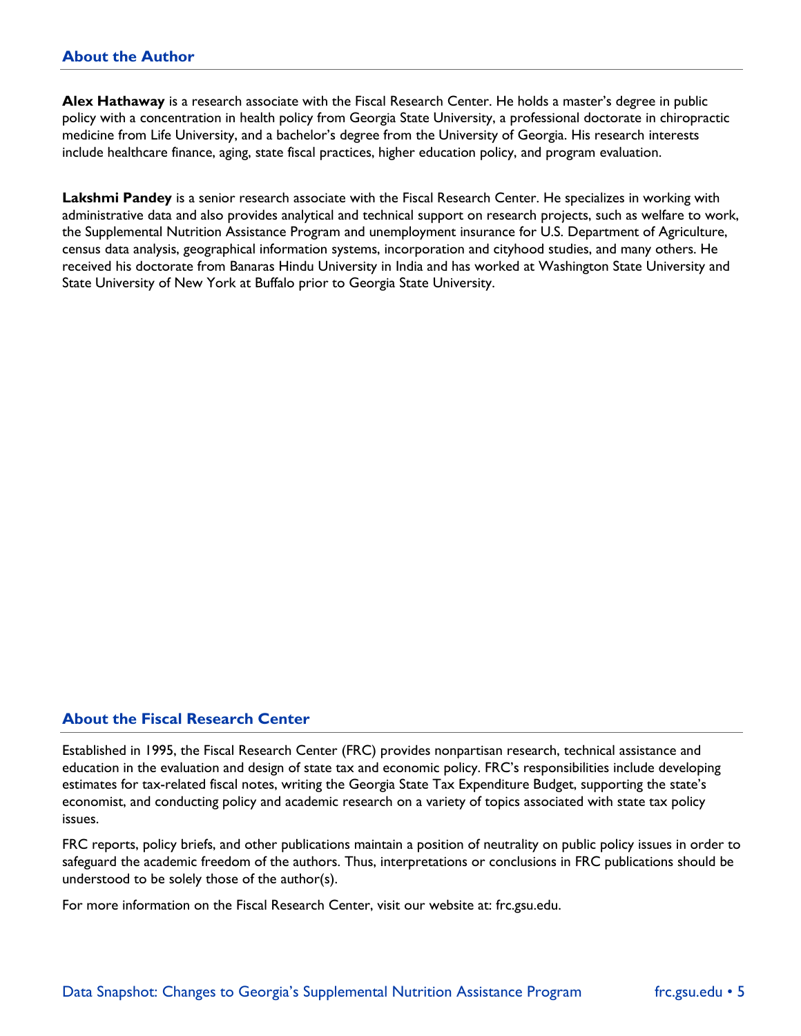## About the Author

**Alex Hathaway** is a research associate with the Fiscal Research Center. He holds a master's degree in public policy with a concentration in health policy from Georgia State University, a professional doctorate in chiropractic medicine from Life University, and a bachelor's degree from the University of Georgia. His research interests include healthcare finance, aging, state fiscal practices, higher education policy, and program evaluation.

**Lakshmi Pandey** is a senior research associate with the Fiscal Research Center. He specializes in working with administrative data and also provides analytical and technical support on research projects, such as welfare to work, the Supplemental Nutrition Assistance Program and unemployment insurance for U.S. Department of Agriculture, census data analysis, geographical information systems, incorporation and cityhood studies, and many others. He received his doctorate from Banaras Hindu University in India and has worked at Washington State University and State University of New York at Buffalo prior to Georgia State University.

## About the Fiscal Research Center

Established in 1995, the Fiscal Research Center (FRC) provides nonpartisan research, technical assistance and education in the evaluation and design of state tax and economic policy. FRC's responsibilities include developing estimates for tax-related fiscal notes, writing the Georgia State Tax Expenditure Budget, supporting the state's economist, and conducting policy and academic research on a variety of topics associated with state tax policy issues.

FRC reports, policy briefs, and other publications maintain a position of neutrality on public policy issues in order to safeguard the academic freedom of the authors. Thus, interpretations or conclusions in FRC publications should be understood to be solely those of the author(s).

For more information on the Fiscal Research Center, visit our website at: frc.gsu.edu.